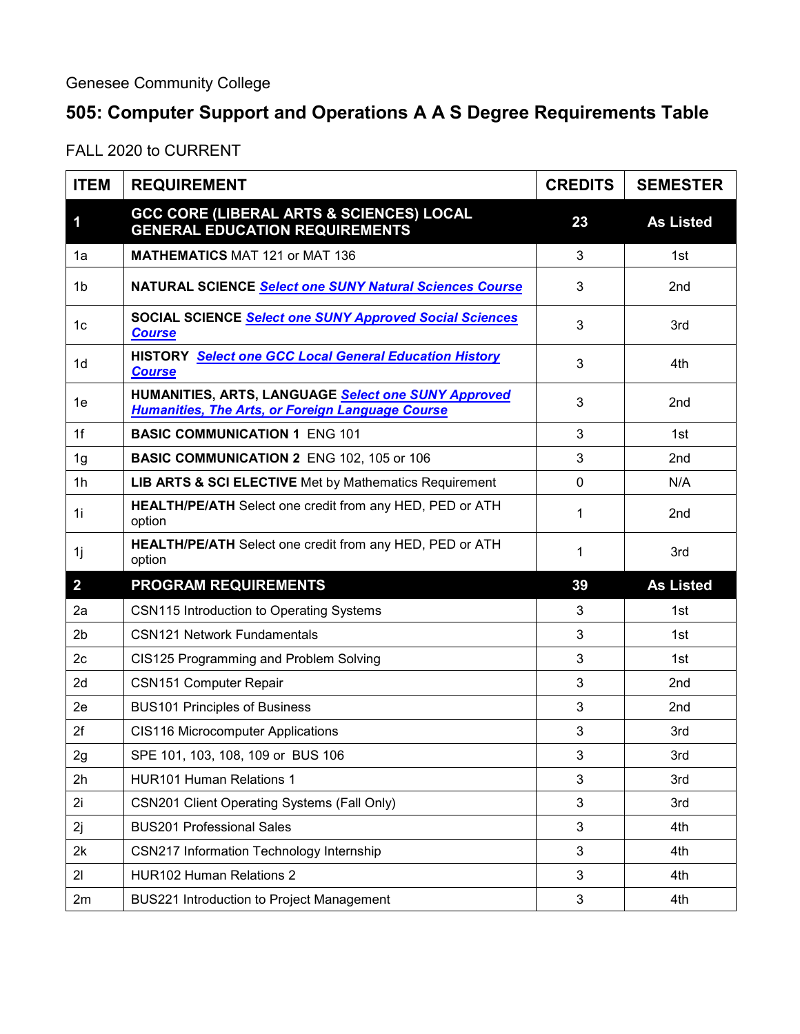Genesee Community College

# 505: Computer Support and Operations A A S Degree Requirements Table

FALL 2020 to CURRENT

| ITEM | REQUIREMENT | CREDITS | SEMESTER |
|---|---|---|---|
| **1** | **GCC CORE (LIBERAL ARTS & SCIENCES) LOCAL GENERAL EDUCATION REQUIREMENTS** | **23** | **As Listed** |
| 1a | **MATHEMATICS** MAT 121 or MAT 136 | 3 | 1st |
| 1b | **NATURAL SCIENCE** ***Select one SUNY Natural Sciences Course*** | 3 | 2nd |
| 1c | **SOCIAL SCIENCE** ***Select one SUNY Approved Social Sciences Course*** | 3 | 3rd |
| 1d | **HISTORY** ***Select one GCC Local General Education History Course*** | 3 | 4th |
| 1e | **HUMANITIES, ARTS, LANGUAGE** ***Select one SUNY Approved Humanities, The Arts, or Foreign Language Course*** | 3 | 2nd |
| 1f | **BASIC COMMUNICATION 1** ENG 101 | 3 | 1st |
| 1g | **BASIC COMMUNICATION 2** ENG 102, 105 or 106 | 3 | 2nd |
| 1h | **LIB ARTS & SCI ELECTIVE** Met by Mathematics Requirement | 0 | N/A |
| 1i | **HEALTH/PE/ATH** Select one credit from any HED, PED or ATH option | 1 | 2nd |
| 1j | **HEALTH/PE/ATH** Select one credit from any HED, PED or ATH option | 1 | 3rd |
| **2** | **PROGRAM REQUIREMENTS** | **39** | **As Listed** |
| 2a | CSN115 Introduction to Operating Systems | 3 | 1st |
| 2b | CSN121 Network Fundamentals | 3 | 1st |
| 2c | CIS125 Programming and Problem Solving | 3 | 1st |
| 2d | CSN151 Computer Repair | 3 | 2nd |
| 2e | BUS101 Principles of Business | 3 | 2nd |
| 2f | CIS116 Microcomputer Applications | 3 | 3rd |
| 2g | SPE 101, 103, 108, 109 or BUS 106 | 3 | 3rd |
| 2h | HUR101 Human Relations 1 | 3 | 3rd |
| 2i | CSN201 Client Operating Systems (Fall Only) | 3 | 3rd |
| 2j | BUS201 Professional Sales | 3 | 4th |
| 2k | CSN217 Information Technology Internship | 3 | 4th |
| 2l | HUR102 Human Relations 2 | 3 | 4th |
| 2m | BUS221 Introduction to Project Management | 3 | 4th |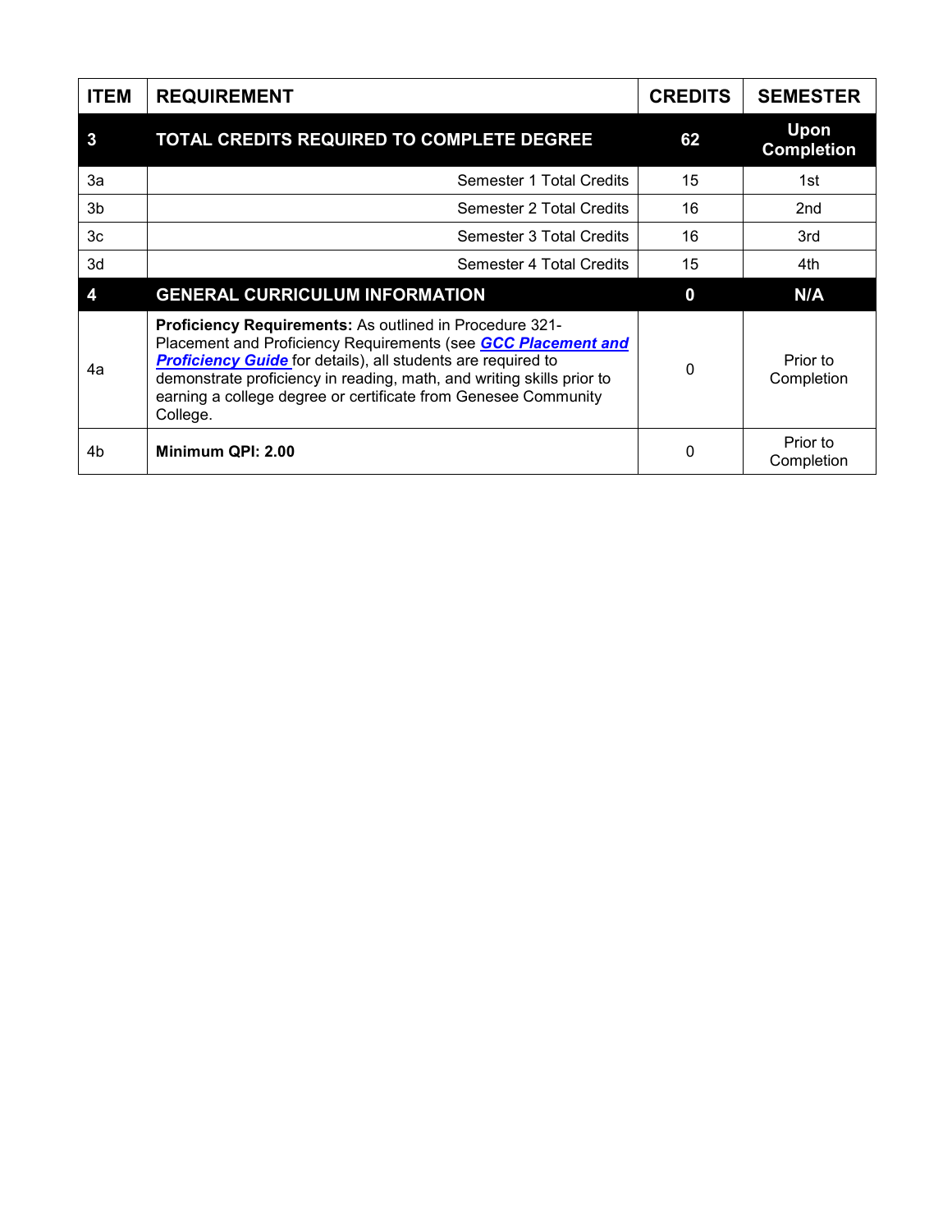| ITEM | REQUIREMENT | CREDITS | SEMESTER |
|---|---|---|---|
| **3** | **TOTAL CREDITS REQUIRED TO COMPLETE DEGREE** | **62** | **Upon Completion** |
| 3a | Semester 1 Total Credits | 15 | 1st |
| 3b | Semester 2 Total Credits | 16 | 2nd |
| 3c | Semester 3 Total Credits | 16 | 3rd |
| 3d | Semester 4 Total Credits | 15 | 4th |
| **4** | **GENERAL CURRICULUM INFORMATION** | **0** | **N/A** |
| 4a | **Proficiency Requirements:** As outlined in Procedure 321-Placement and Proficiency Requirements (see ***GCC Placement and Proficiency Guide*** for details), all students are required to demonstrate proficiency in reading, math, and writing skills prior to earning a college degree or certificate from Genesee Community College. | 0 | Prior to Completion |
| 4b | **Minimum QPI: 2.00** | 0 | Prior to Completion |